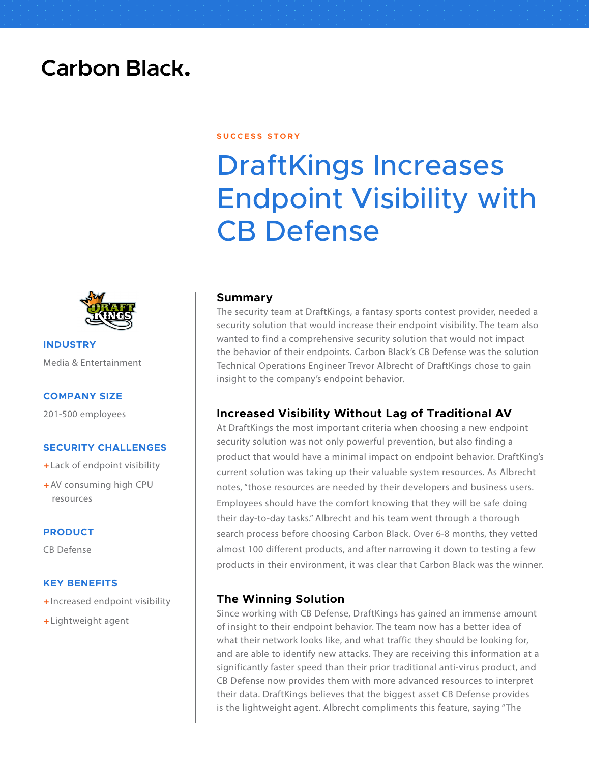Carbon Black.

SUCCESS STORY

# DraftKings Increases Endpoint Visibility with CB Defense

**INDUSTRY**

Media & Entertainment

**COMPANY SIZE**

201-500 employees

**SECURITY CHALLENGES**

+ Lack of endpoint visibility
+ AV consuming high CPU resources

**PRODUCT**

CB Defense

**KEY BENEFITS**

+ Increased endpoint visibility
+ Lightweight agent

## Summary

The security team at DraftKings, a fantasy sports contest provider, needed a security solution that would increase their endpoint visibility. The team also wanted to find a comprehensive security solution that would not impact the behavior of their endpoints. Carbon Black's CB Defense was the solution Technical Operations Engineer Trevor Albrecht of DraftKings chose to gain insight to the company's endpoint behavior.

## Increased Visibility Without Lag of Traditional AV

At DraftKings the most important criteria when choosing a new endpoint security solution was not only powerful prevention, but also finding a product that would have a minimal impact on endpoint behavior. DraftKing's current solution was taking up their valuable system resources. As Albrecht notes, "those resources are needed by their developers and business users. Employees should have the comfort knowing that they will be safe doing their day-to-day tasks." Albrecht and his team went through a thorough search process before choosing Carbon Black. Over 6-8 months, they vetted almost 100 different products, and after narrowing it down to testing a few products in their environment, it was clear that Carbon Black was the winner.

## The Winning Solution

Since working with CB Defense, DraftKings has gained an immense amount of insight to their endpoint behavior. The team now has a better idea of what their network looks like, and what traffic they should be looking for, and are able to identify new attacks. They are receiving this information at a significantly faster speed than their prior traditional anti-virus product, and CB Defense now provides them with more advanced resources to interpret their data. DraftKings believes that the biggest asset CB Defense provides is the lightweight agent. Albrecht compliments this feature, saying "The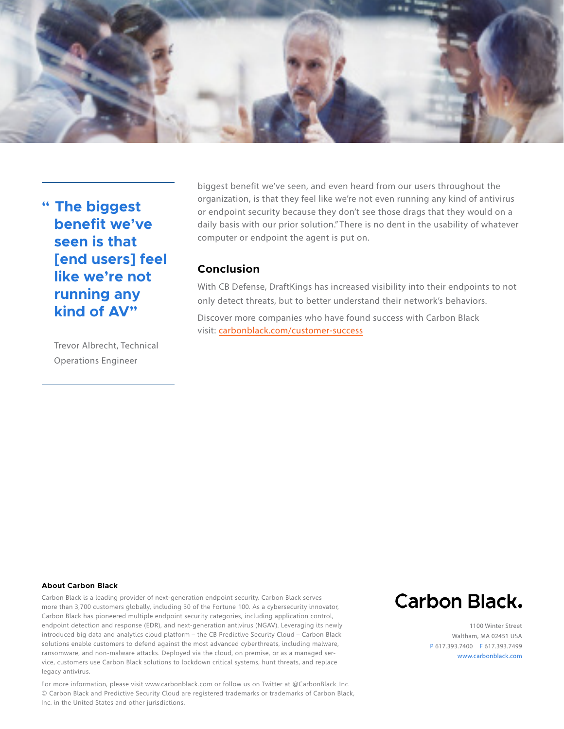> " The biggest benefit we've seen is that [end users] feel like we're not running any kind of AV"
>
> Trevor Albrecht, Technical Operations Engineer

biggest benefit we've seen, and even heard from our users throughout the organization, is that they feel like we're not even running any kind of antivirus or endpoint security because they don't see those drags that they would on a daily basis with our prior solution." There is no dent in the usability of whatever computer or endpoint the agent is put on.

## Conclusion

With CB Defense, DraftKings has increased visibility into their endpoints to not only detect threats, but to better understand their network's behaviors.

Discover more companies who have found success with Carbon Black visit: carbonblack.com/customer-success

**About Carbon Black**

Carbon Black is a leading provider of next-generation endpoint security. Carbon Black serves more than 3,700 customers globally, including 30 of the Fortune 100. As a cybersecurity innovator, Carbon Black has pioneered multiple endpoint security categories, including application control, endpoint detection and response (EDR), and next-generation antivirus (NGAV). Leveraging its newly introduced big data and analytics cloud platform – the CB Predictive Security Cloud – Carbon Black solutions enable customers to defend against the most advanced cyberthreats, including malware, ransomware, and non-malware attacks. Deployed via the cloud, on premise, or as a managed service, customers use Carbon Black solutions to lockdown critical systems, hunt threats, and replace legacy antivirus.

For more information, please visit www.carbonblack.com or follow us on Twitter at @CarbonBlack_Inc.
© Carbon Black and Predictive Security Cloud are registered trademarks or trademarks of Carbon Black, Inc. in the United States and other jurisdictions.

Carbon Black.

1100 Winter Street
Waltham, MA 02451 USA
P 617.393.7400 F 617.393.7499
www.carbonblack.com